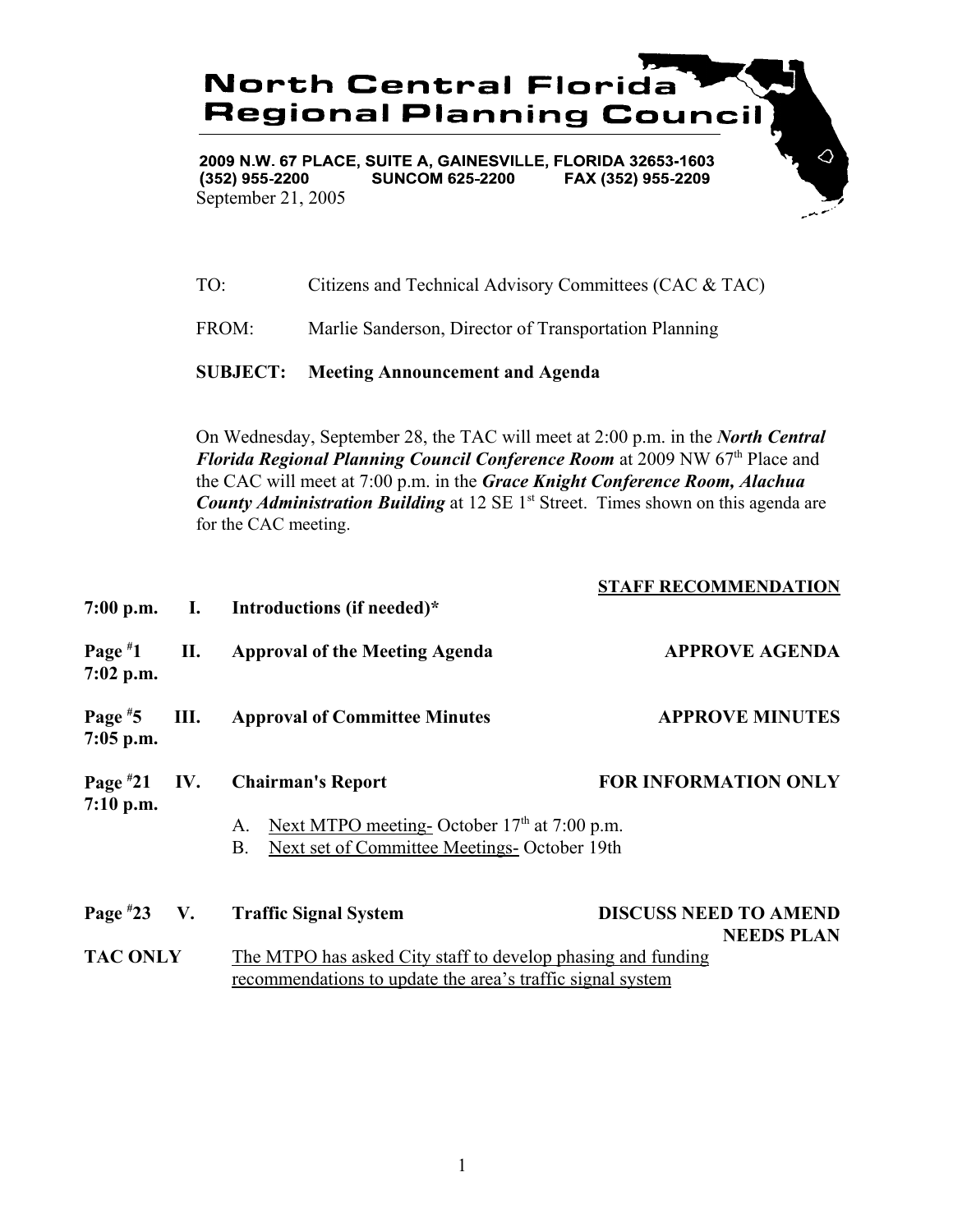# North Central Florida Regional Planning Council

**2009 N.W. 67 PLACE, SUITE A, GAINESVILLE, FLORIDA 32653-1603**
**(352) 955-2200 SUNCOM 625-2200 FAX (352) 955-2209**

September 21, 2005

TO: Citizens and Technical Advisory Committees (CAC & TAC)

FROM: Marlie Sanderson, Director of Transportation Planning

**SUBJECT: Meeting Announcement and Agenda**

On Wednesday, September 28, the TAC will meet at 2:00 p.m. in the ***North Central Florida Regional Planning Council Conference Room*** at 2009 NW 67th Place and the CAC will meet at 7:00 p.m. in the ***Grace Knight Conference Room, Alachua County Administration Building*** at 12 SE 1st Street. Times shown on this agenda are for the CAC meeting.

| | | | STAFF RECOMMENDATION |
|---|---|---|---|
| **7:00 p.m.** | **I.** | **Introductions (if needed)*** | |
| **Page #1 7:02 p.m.** | **II.** | **Approval of the Meeting Agenda** | **APPROVE AGENDA** |
| **Page #5 7:05 p.m.** | **III.** | **Approval of Committee Minutes** | **APPROVE MINUTES** |
| **Page #21 7:10 p.m.** | **IV.** | **Chairman's Report** | **FOR INFORMATION ONLY** |

A. Next MTPO meeting- October 17th at 7:00 p.m.
B. Next set of Committee Meetings- October 19th

| | | | |
|---|---|---|---|
| **Page #23** | **V.** | **Traffic Signal System** | **DISCUSS NEED TO AMEND NEEDS PLAN** |

**TAC ONLY** The MTPO has asked City staff to develop phasing and funding recommendations to update the area's traffic signal system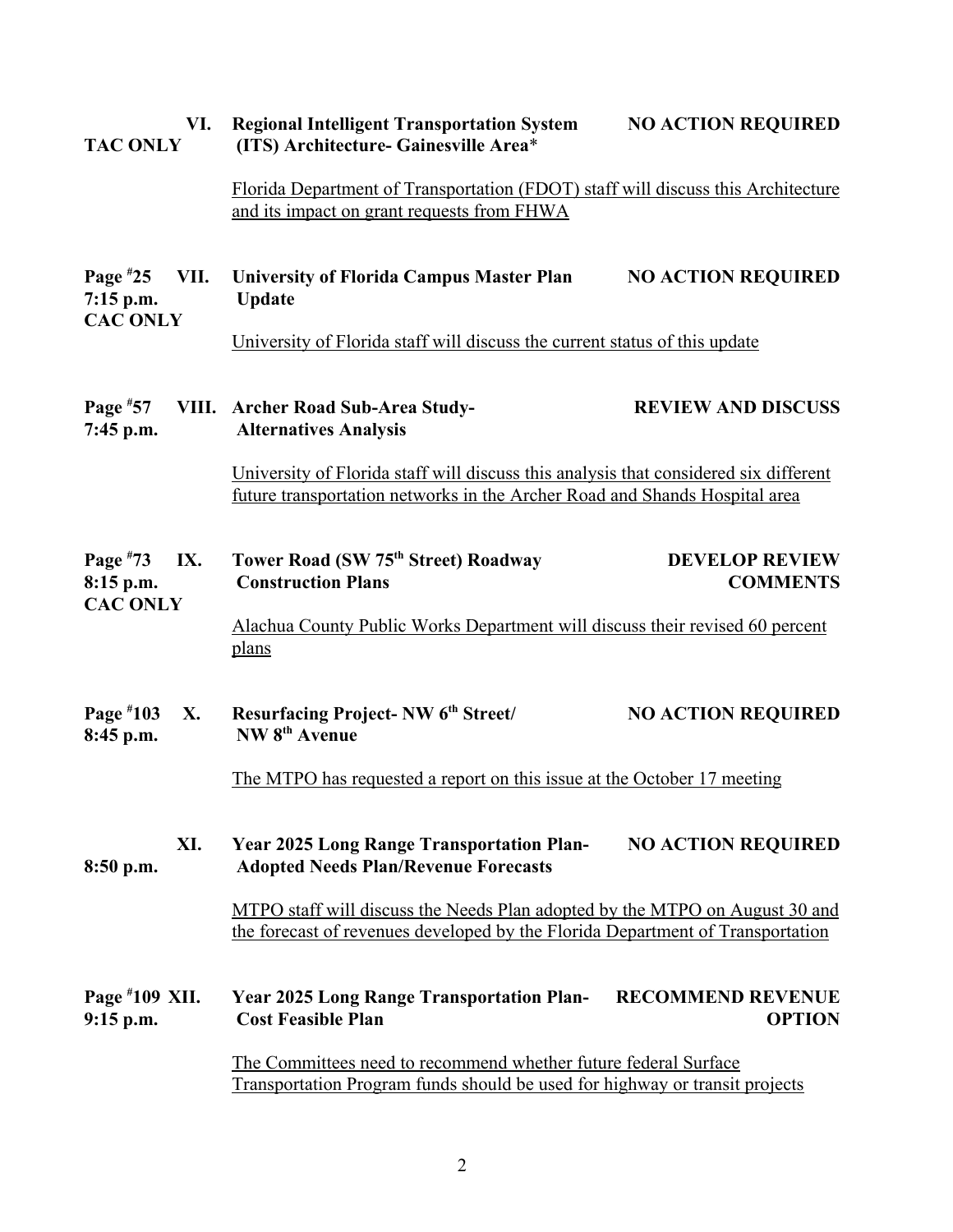**VI.** **TAC ONLY** — **Regional Intelligent Transportation System (ITS) Architecture- Gainesville Area*** — **NO ACTION REQUIRED**

Florida Department of Transportation (FDOT) staff will discuss this Architecture and its impact on grant requests from FHWA

**Page #25** **VII.** **7:15 p.m.** **CAC ONLY** — **University of Florida Campus Master Plan Update** — **NO ACTION REQUIRED**

University of Florida staff will discuss the current status of this update

**Page #57** **VIII.** **7:45 p.m.** — **Archer Road Sub-Area Study- Alternatives Analysis** — **REVIEW AND DISCUSS**

University of Florida staff will discuss this analysis that considered six different future transportation networks in the Archer Road and Shands Hospital area

**Page #73** **IX.** **8:15 p.m.** **CAC ONLY** — **Tower Road (SW 75th Street) Roadway Construction Plans** — **DEVELOP REVIEW COMMENTS**

Alachua County Public Works Department will discuss their revised 60 percent plans

**Page #103** **X.** **8:45 p.m.** — **Resurfacing Project- NW 6th Street/ NW 8th Avenue** — **NO ACTION REQUIRED**

The MTPO has requested a report on this issue at the October 17 meeting

**XI.** **8:50 p.m.** — **Year 2025 Long Range Transportation Plan- Adopted Needs Plan/Revenue Forecasts** — **NO ACTION REQUIRED**

MTPO staff will discuss the Needs Plan adopted by the MTPO on August 30 and the forecast of revenues developed by the Florida Department of Transportation

**Page #109** **XII.** **9:15 p.m.** — **Year 2025 Long Range Transportation Plan- Cost Feasible Plan** — **RECOMMEND REVENUE OPTION**

The Committees need to recommend whether future federal Surface Transportation Program funds should be used for highway or transit projects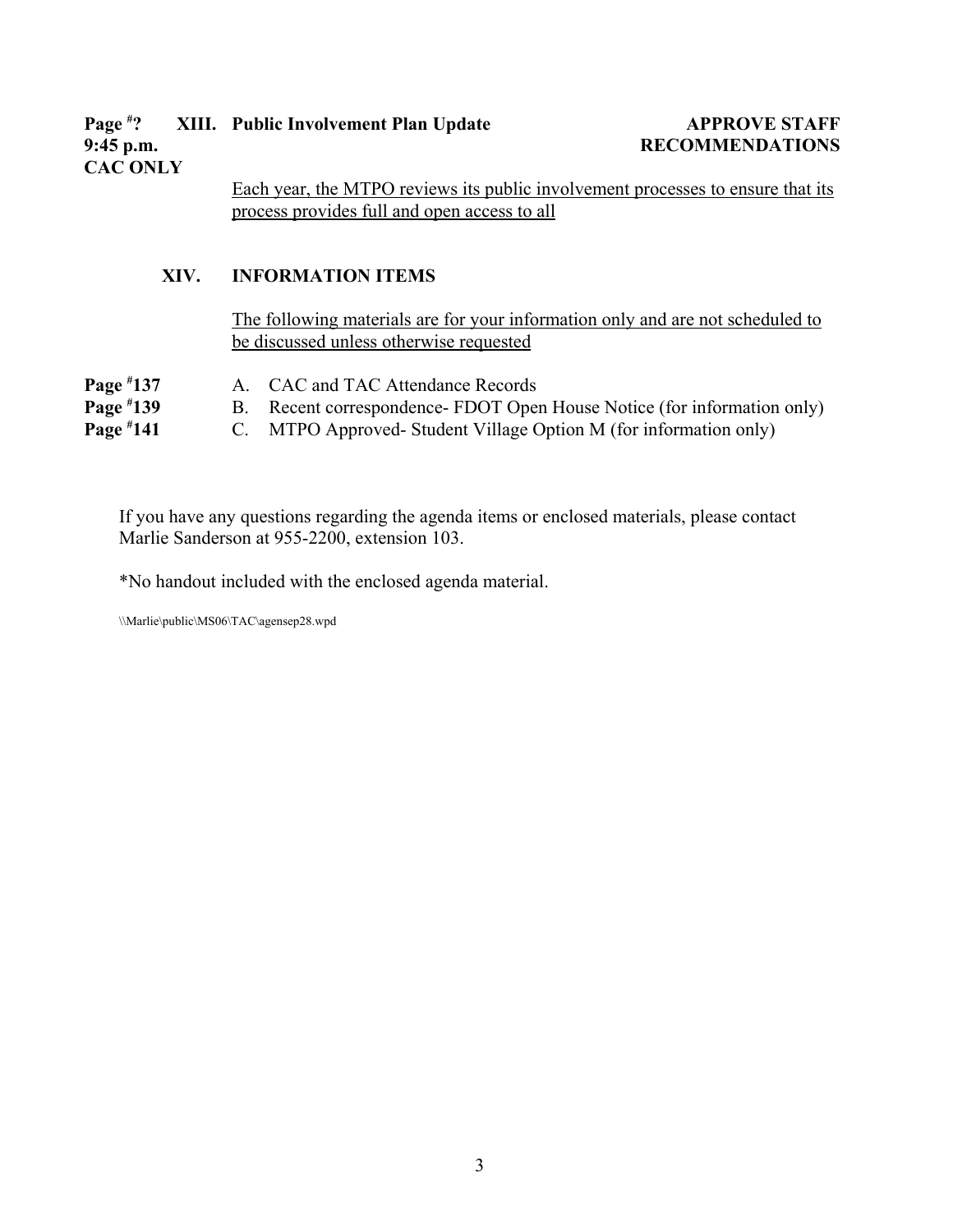**Page #? 9:45 p.m. CAC ONLY** **XIII. Public Involvement Plan Update** **APPROVE STAFF RECOMMENDATIONS**

Each year, the MTPO reviews its public involvement processes to ensure that its process provides full and open access to all

## XIV. INFORMATION ITEMS

The following materials are for your information only and are not scheduled to be discussed unless otherwise requested

**Page #137** A. CAC and TAC Attendance Records

**Page #139** B. Recent correspondence- FDOT Open House Notice (for information only)

**Page #141** C. MTPO Approved- Student Village Option M (for information only)

If you have any questions regarding the agenda items or enclosed materials, please contact Marlie Sanderson at 955-2200, extension 103.

*No handout included with the enclosed agenda material.

\\Marlie\public\MS06\TAC\agensep28.wpd